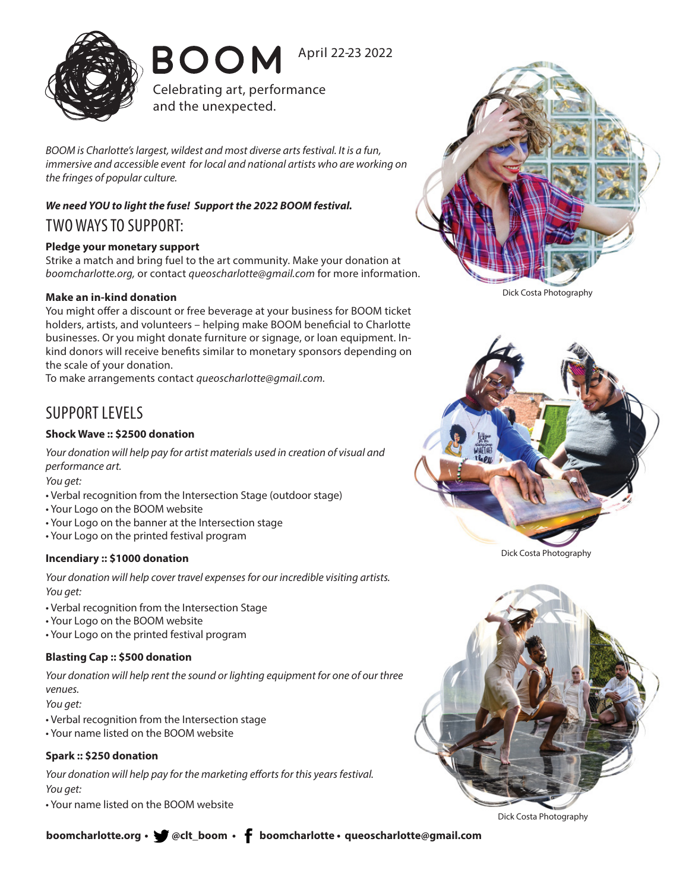# BOOM

April 22-23 2022

Celebrating art, performance and the unexpected.

*BOOM is Charlotte's largest, wildest and most diverse arts festival. It is a fun, immersive and accessible event for local and national artists who are working on the fringes of popular culture.*

***We need YOU to light the fuse! Support the 2022 BOOM festival.***

## TWO WAYS TO SUPPORT:

**Pledge your monetary support**

Strike a match and bring fuel to the art community. Make your donation at *boomcharlotte.org,* or contact *queoscharlotte@gmail.com* for more information.

**Make an in-kind donation**

You might offer a discount or free beverage at your business for BOOM ticket holders, artists, and volunteers – helping make BOOM beneficial to Charlotte businesses. Or you might donate furniture or signage, or loan equipment. In-kind donors will receive benefits similar to monetary sponsors depending on the scale of your donation.

To make arrangements contact *queoscharlotte@gmail.com.*

Dick Costa Photography

## SUPPORT LEVELS

**Shock Wave :: $2500 donation**

*Your donation will help pay for artist materials used in creation of visual and performance art.*

*You get:*

- Verbal recognition from the Intersection Stage (outdoor stage)
- Your Logo on the BOOM website
- Your Logo on the banner at the Intersection stage
- Your Logo on the printed festival program

**Incendiary :: $1000 donation**

*Your donation will help cover travel expenses for our incredible visiting artists.*

*You get:*

- Verbal recognition from the Intersection Stage
- Your Logo on the BOOM website
- Your Logo on the printed festival program

Dick Costa Photography

**Blasting Cap :: $500 donation**

*Your donation will help rent the sound or lighting equipment for one of our three venues.*

*You get:*

- Verbal recognition from the Intersection stage
- Your name listed on the BOOM website

**Spark :: $250 donation**

*Your donation will help pay for the marketing efforts for this years festival.*

*You get:*

- Your name listed on the BOOM website

Dick Costa Photography

**boomcharlotte.org • @clt_boom • boomcharlotte • queoscharlotte@gmail.com**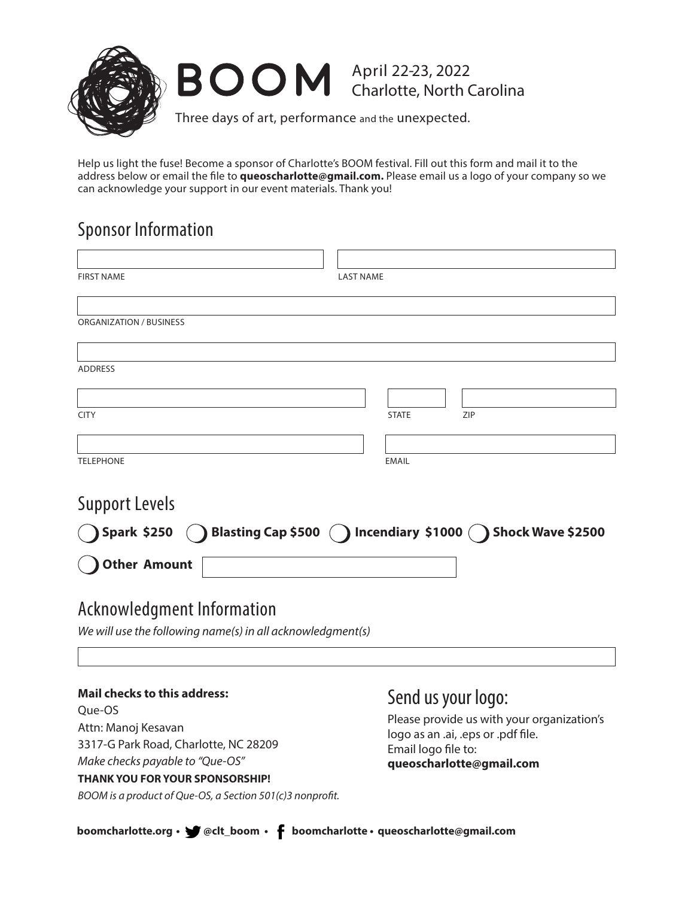# BOOM

April 22-23, 2022
Charlotte, North Carolina

Three days of art, performance and the unexpected.

Help us light the fuse! Become a sponsor of Charlotte's BOOM festival. Fill out this form and mail it to the address below or email the file to **queoscharlotte@gmail.com.** Please email us a logo of your company so we can acknowledge your support in our event materials. Thank you!

## Sponsor Information

FIRST NAME

LAST NAME

ORGANIZATION / BUSINESS

ADDRESS

CITY

STATE

ZIP

TELEPHONE

EMAIL

## Support Levels

- **Spark $250**
- **Blasting Cap $500**
- **Incendiary $1000**
- **Shock Wave $2500**
- **Other Amount**

## Acknowledgment Information

*We will use the following name(s) in all acknowledgment(s)*

**Mail checks to this address:**

Que-OS
Attn: Manoj Kesavan
3317-G Park Road, Charlotte, NC 28209
*Make checks payable to "Que-OS"*

**THANK YOU FOR YOUR SPONSORSHIP!**

*BOOM is a product of Que-OS, a Section 501(c)3 nonprofit.*

## Send us your logo:

Please provide us with your organization's logo as an .ai, .eps or .pdf file.
Email logo file to:
**queoscharlotte@gmail.com**

**boomcharlotte.org • @clt_boom • boomcharlotte • queoscharlotte@gmail.com**